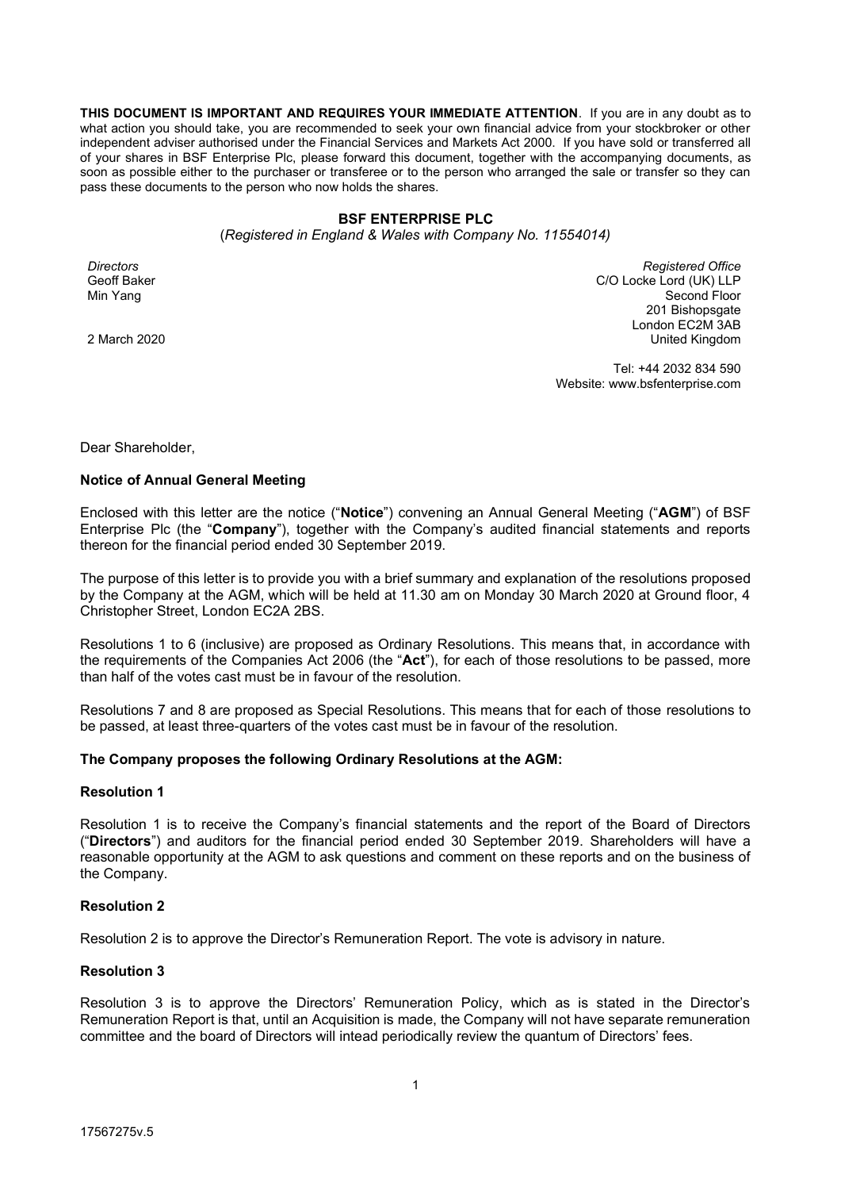**THIS DOCUMENT IS IMPORTANT AND REQUIRES YOUR IMMEDIATE ATTENTION**. If you are in any doubt as to what action you should take, you are recommended to seek your own financial advice from your stockbroker or other independent adviser authorised under the Financial Services and Markets Act 2000. If you have sold or transferred all of your shares in BSF Enterprise Plc, please forward this document, together with the accompanying documents, as soon as possible either to the purchaser or transferee or to the person who arranged the sale or transfer so they can pass these documents to the person who now holds the shares.

**BSF ENTERPRISE PLC**

(*Registered in England & Wales with Company No. 11554014)*

*Directors*
Geoff Baker
Min Yang

2 March 2020

*Registered Office*
C/O Locke Lord (UK) LLP
Second Floor
201 Bishopsgate
London EC2M 3AB
United Kingdom

Tel: +44 2032 834 590
Website: www.bsfenterprise.com

Dear Shareholder,

**Notice of Annual General Meeting**

Enclosed with this letter are the notice ("**Notice**") convening an Annual General Meeting ("**AGM**") of BSF Enterprise Plc (the "**Company**"), together with the Company's audited financial statements and reports thereon for the financial period ended 30 September 2019.

The purpose of this letter is to provide you with a brief summary and explanation of the resolutions proposed by the Company at the AGM, which will be held at 11.30 am on Monday 30 March 2020 at Ground floor, 4 Christopher Street, London EC2A 2BS.

Resolutions 1 to 6 (inclusive) are proposed as Ordinary Resolutions. This means that, in accordance with the requirements of the Companies Act 2006 (the "**Act**"), for each of those resolutions to be passed, more than half of the votes cast must be in favour of the resolution.

Resolutions 7 and 8 are proposed as Special Resolutions. This means that for each of those resolutions to be passed, at least three-quarters of the votes cast must be in favour of the resolution.

**The Company proposes the following Ordinary Resolutions at the AGM:**

**Resolution 1**

Resolution 1 is to receive the Company's financial statements and the report of the Board of Directors ("**Directors**") and auditors for the financial period ended 30 September 2019. Shareholders will have a reasonable opportunity at the AGM to ask questions and comment on these reports and on the business of the Company.

**Resolution 2**

Resolution 2 is to approve the Director's Remuneration Report. The vote is advisory in nature.

**Resolution 3**

Resolution 3 is to approve the Directors' Remuneration Policy, which as is stated in the Director's Remuneration Report is that, until an Acquisition is made, the Company will not have separate remuneration committee and the board of Directors will intead periodically review the quantum of Directors' fees.

17567275v.5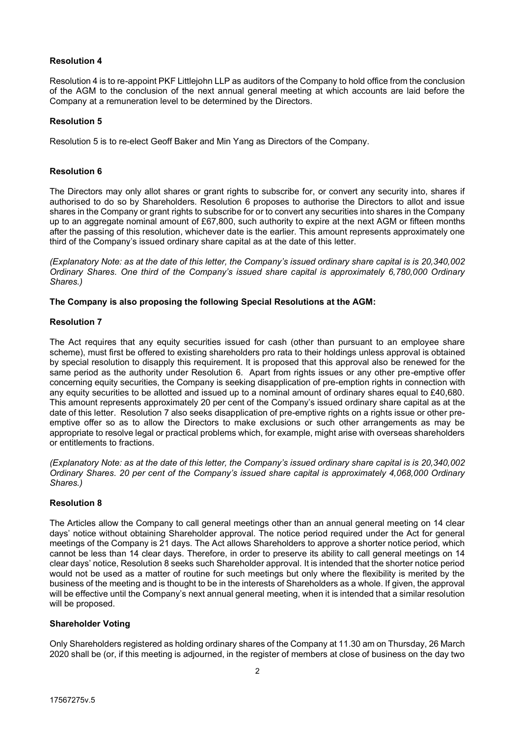### Resolution 4

Resolution 4 is to re-appoint PKF Littlejohn LLP as auditors of the Company to hold office from the conclusion of the AGM to the conclusion of the next annual general meeting at which accounts are laid before the Company at a remuneration level to be determined by the Directors.

### Resolution 5

Resolution 5 is to re-elect Geoff Baker and Min Yang as Directors of the Company.

### Resolution 6

The Directors may only allot shares or grant rights to subscribe for, or convert any security into, shares if authorised to do so by Shareholders. Resolution 6 proposes to authorise the Directors to allot and issue shares in the Company or grant rights to subscribe for or to convert any securities into shares in the Company up to an aggregate nominal amount of £67,800, such authority to expire at the next AGM or fifteen months after the passing of this resolution, whichever date is the earlier. This amount represents approximately one third of the Company's issued ordinary share capital as at the date of this letter.

*(Explanatory Note: as at the date of this letter, the Company's issued ordinary share capital is is 20,340,002 Ordinary Shares. One third of the Company's issued share capital is approximately 6,780,000 Ordinary Shares.)*

**The Company is also proposing the following Special Resolutions at the AGM:**

### Resolution 7

The Act requires that any equity securities issued for cash (other than pursuant to an employee share scheme), must first be offered to existing shareholders pro rata to their holdings unless approval is obtained by special resolution to disapply this requirement. It is proposed that this approval also be renewed for the same period as the authority under Resolution 6. Apart from rights issues or any other pre-emptive offer concerning equity securities, the Company is seeking disapplication of pre-emption rights in connection with any equity securities to be allotted and issued up to a nominal amount of ordinary shares equal to £40,680. This amount represents approximately 20 per cent of the Company's issued ordinary share capital as at the date of this letter. Resolution 7 also seeks disapplication of pre-emptive rights on a rights issue or other pre-emptive offer so as to allow the Directors to make exclusions or such other arrangements as may be appropriate to resolve legal or practical problems which, for example, might arise with overseas shareholders or entitlements to fractions.

*(Explanatory Note: as at the date of this letter, the Company's issued ordinary share capital is is 20,340,002 Ordinary Shares. 20 per cent of the Company's issued share capital is approximately 4,068,000 Ordinary Shares.)*

### Resolution 8

The Articles allow the Company to call general meetings other than an annual general meeting on 14 clear days' notice without obtaining Shareholder approval. The notice period required under the Act for general meetings of the Company is 21 days. The Act allows Shareholders to approve a shorter notice period, which cannot be less than 14 clear days. Therefore, in order to preserve its ability to call general meetings on 14 clear days' notice, Resolution 8 seeks such Shareholder approval. It is intended that the shorter notice period would not be used as a matter of routine for such meetings but only where the flexibility is merited by the business of the meeting and is thought to be in the interests of Shareholders as a whole. If given, the approval will be effective until the Company's next annual general meeting, when it is intended that a similar resolution will be proposed.

### Shareholder Voting

Only Shareholders registered as holding ordinary shares of the Company at 11.30 am on Thursday, 26 March 2020 shall be (or, if this meeting is adjourned, in the register of members at close of business on the day two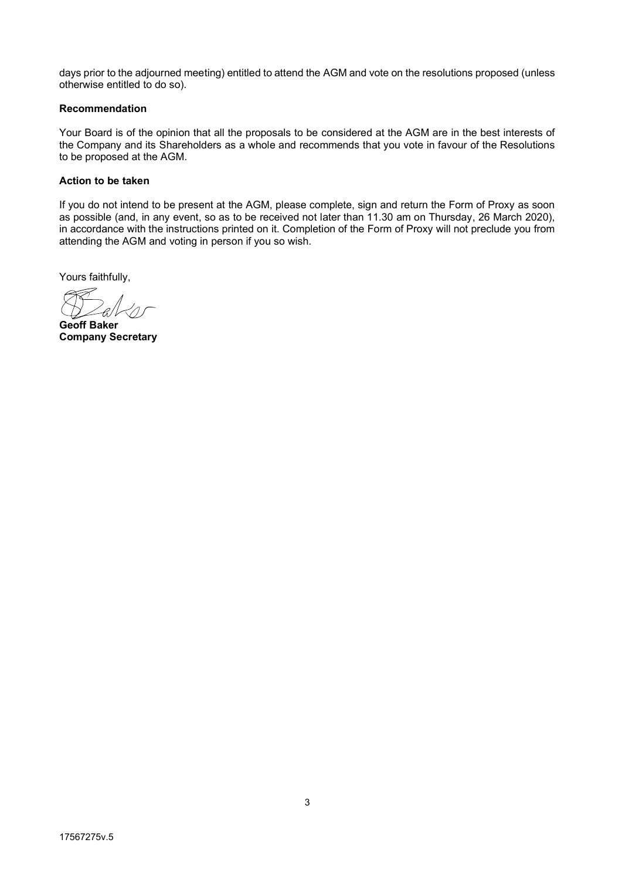days prior to the adjourned meeting) entitled to attend the AGM and vote on the resolutions proposed (unless otherwise entitled to do so).

**Recommendation**

Your Board is of the opinion that all the proposals to be considered at the AGM are in the best interests of the Company and its Shareholders as a whole and recommends that you vote in favour of the Resolutions to be proposed at the AGM.

**Action to be taken**

If you do not intend to be present at the AGM, please complete, sign and return the Form of Proxy as soon as possible (and, in any event, so as to be received not later than 11.30 am on Thursday, 26 March 2020), in accordance with the instructions printed on it. Completion of the Form of Proxy will not preclude you from attending the AGM and voting in person if you so wish.

Yours faithfully,

**Geoff Baker**
**Company Secretary**

17567275v.5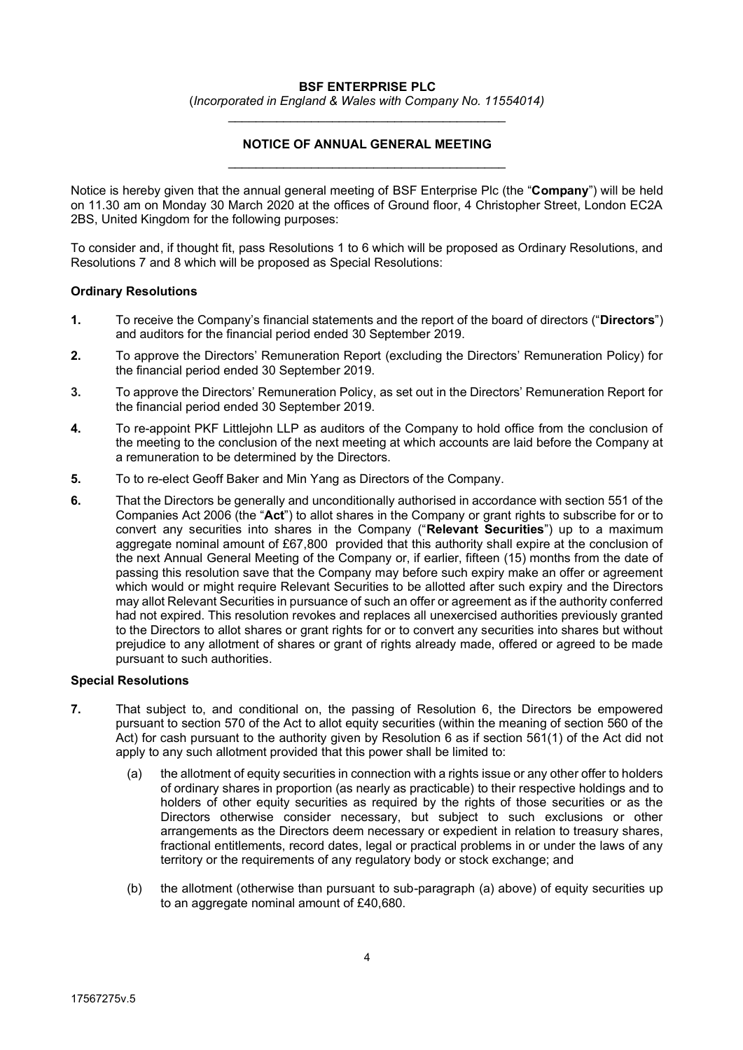**BSF ENTERPRISE PLC**

(*Incorporated in England & Wales with Company No. 11554014*)

---

**NOTICE OF ANNUAL GENERAL MEETING**

---

Notice is hereby given that the annual general meeting of BSF Enterprise Plc (the "**Company**") will be held on 11.30 am on Monday 30 March 2020 at the offices of Ground floor, 4 Christopher Street, London EC2A 2BS, United Kingdom for the following purposes:

To consider and, if thought fit, pass Resolutions 1 to 6 which will be proposed as Ordinary Resolutions, and Resolutions 7 and 8 which will be proposed as Special Resolutions:

**Ordinary Resolutions**

**1.** To receive the Company's financial statements and the report of the board of directors ("**Directors**") and auditors for the financial period ended 30 September 2019.

**2.** To approve the Directors' Remuneration Report (excluding the Directors' Remuneration Policy) for the financial period ended 30 September 2019.

**3.** To approve the Directors' Remuneration Policy, as set out in the Directors' Remuneration Report for the financial period ended 30 September 2019.

**4.** To re-appoint PKF Littlejohn LLP as auditors of the Company to hold office from the conclusion of the meeting to the conclusion of the next meeting at which accounts are laid before the Company at a remuneration to be determined by the Directors.

**5.** To re-elect Geoff Baker and Min Yang as Directors of the Company.

**6.** That the Directors be generally and unconditionally authorised in accordance with section 551 of the Companies Act 2006 (the "**Act**") to allot shares in the Company or grant rights to subscribe for or to convert any securities into shares in the Company ("**Relevant Securities**") up to a maximum aggregate nominal amount of £67,800 provided that this authority shall expire at the conclusion of the next Annual General Meeting of the Company or, if earlier, fifteen (15) months from the date of passing this resolution save that the Company may before such expiry make an offer or agreement which would or might require Relevant Securities to be allotted after such expiry and the Directors may allot Relevant Securities in pursuance of such an offer or agreement as if the authority conferred had not expired. This resolution revokes and replaces all unexercised authorities previously granted to the Directors to allot shares or grant rights for or to convert any securities into shares but without prejudice to any allotment of shares or grant of rights already made, offered or agreed to be made pursuant to such authorities.

**Special Resolutions**

**7.** That subject to, and conditional on, the passing of Resolution 6, the Directors be empowered pursuant to section 570 of the Act to allot equity securities (within the meaning of section 560 of the Act) for cash pursuant to the authority given by Resolution 6 as if section 561(1) of the Act did not apply to any such allotment provided that this power shall be limited to:

(a) the allotment of equity securities in connection with a rights issue or any other offer to holders of ordinary shares in proportion (as nearly as practicable) to their respective holdings and to holders of other equity securities as required by the rights of those securities or as the Directors otherwise consider necessary, but subject to such exclusions or other arrangements as the Directors deem necessary or expedient in relation to treasury shares, fractional entitlements, record dates, legal or practical problems in or under the laws of any territory or the requirements of any regulatory body or stock exchange; and

(b) the allotment (otherwise than pursuant to sub-paragraph (a) above) of equity securities up to an aggregate nominal amount of £40,680.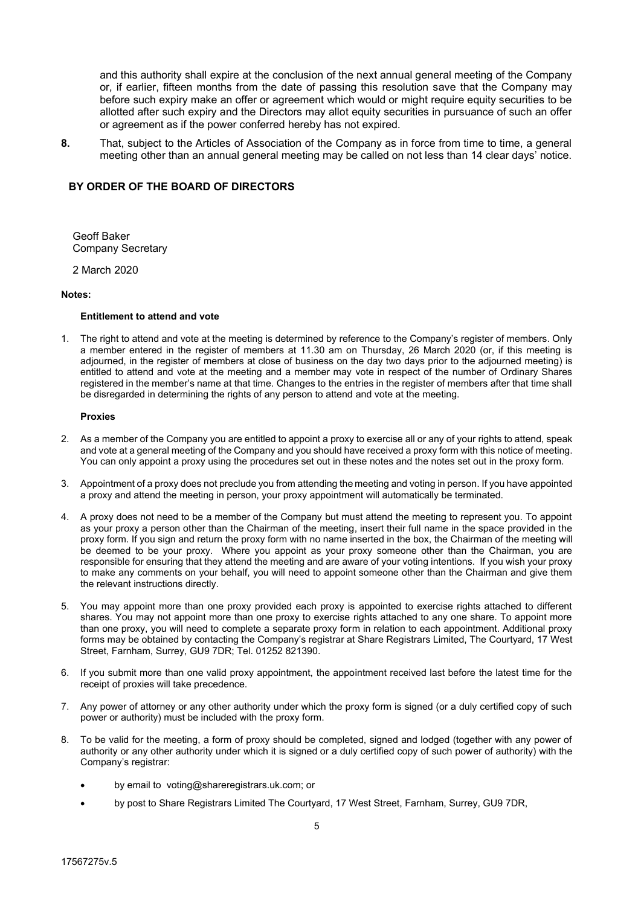and this authority shall expire at the conclusion of the next annual general meeting of the Company or, if earlier, fifteen months from the date of passing this resolution save that the Company may before such expiry make an offer or agreement which would or might require equity securities to be allotted after such expiry and the Directors may allot equity securities in pursuance of such an offer or agreement as if the power conferred hereby has not expired.

**8.** That, subject to the Articles of Association of the Company as in force from time to time, a general meeting other than an annual general meeting may be called on not less than 14 clear days' notice.

**BY ORDER OF THE BOARD OF DIRECTORS**

Geoff Baker
Company Secretary

2 March 2020

**Notes:**

**Entitlement to attend and vote**

1. The right to attend and vote at the meeting is determined by reference to the Company's register of members. Only a member entered in the register of members at 11.30 am on Thursday, 26 March 2020 (or, if this meeting is adjourned, in the register of members at close of business on the day two days prior to the adjourned meeting) is entitled to attend and vote at the meeting and a member may vote in respect of the number of Ordinary Shares registered in the member's name at that time. Changes to the entries in the register of members after that time shall be disregarded in determining the rights of any person to attend and vote at the meeting.

**Proxies**

2. As a member of the Company you are entitled to appoint a proxy to exercise all or any of your rights to attend, speak and vote at a general meeting of the Company and you should have received a proxy form with this notice of meeting. You can only appoint a proxy using the procedures set out in these notes and the notes set out in the proxy form.

3. Appointment of a proxy does not preclude you from attending the meeting and voting in person. If you have appointed a proxy and attend the meeting in person, your proxy appointment will automatically be terminated.

4. A proxy does not need to be a member of the Company but must attend the meeting to represent you. To appoint as your proxy a person other than the Chairman of the meeting, insert their full name in the space provided in the proxy form. If you sign and return the proxy form with no name inserted in the box, the Chairman of the meeting will be deemed to be your proxy. Where you appoint as your proxy someone other than the Chairman, you are responsible for ensuring that they attend the meeting and are aware of your voting intentions. If you wish your proxy to make any comments on your behalf, you will need to appoint someone other than the Chairman and give them the relevant instructions directly.

5. You may appoint more than one proxy provided each proxy is appointed to exercise rights attached to different shares. You may not appoint more than one proxy to exercise rights attached to any one share. To appoint more than one proxy, you will need to complete a separate proxy form in relation to each appointment. Additional proxy forms may be obtained by contacting the Company's registrar at Share Registrars Limited, The Courtyard, 17 West Street, Farnham, Surrey, GU9 7DR; Tel. 01252 821390.

6. If you submit more than one valid proxy appointment, the appointment received last before the latest time for the receipt of proxies will take precedence.

7. Any power of attorney or any other authority under which the proxy form is signed (or a duly certified copy of such power or authority) must be included with the proxy form.

8. To be valid for the meeting, a form of proxy should be completed, signed and lodged (together with any power of authority or any other authority under which it is signed or a duly certified copy of such power of authority) with the Company's registrar:

   - by email to voting@shareregistrars.uk.com; or
   - by post to Share Registrars Limited The Courtyard, 17 West Street, Farnham, Surrey, GU9 7DR,

17567275v.5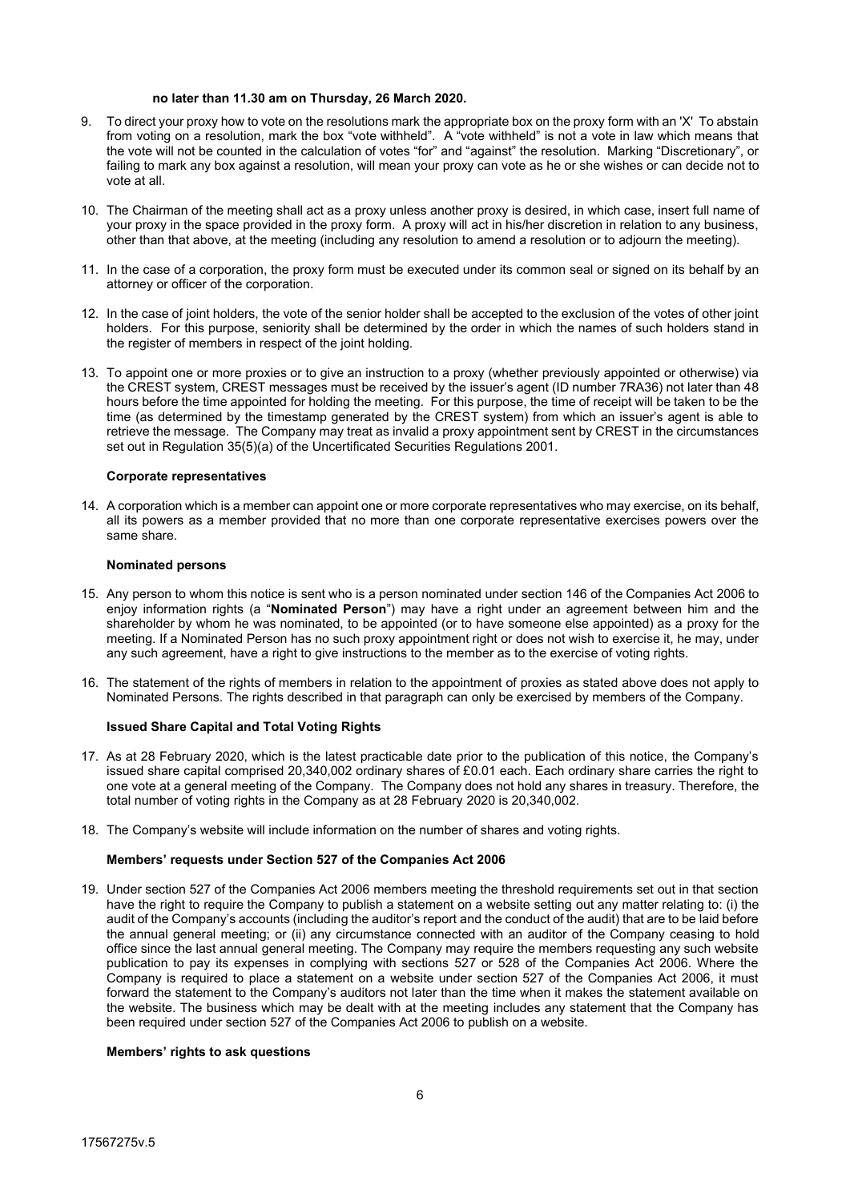**no later than 11.30 am on Thursday, 26 March 2020.**

9. To direct your proxy how to vote on the resolutions mark the appropriate box on the proxy form with an 'X' To abstain from voting on a resolution, mark the box "vote withheld". A "vote withheld" is not a vote in law which means that the vote will not be counted in the calculation of votes "for" and "against" the resolution. Marking "Discretionary", or failing to mark any box against a resolution, will mean your proxy can vote as he or she wishes or can decide not to vote at all.

10. The Chairman of the meeting shall act as a proxy unless another proxy is desired, in which case, insert full name of your proxy in the space provided in the proxy form. A proxy will act in his/her discretion in relation to any business, other than that above, at the meeting (including any resolution to amend a resolution or to adjourn the meeting).

11. In the case of a corporation, the proxy form must be executed under its common seal or signed on its behalf by an attorney or officer of the corporation.

12. In the case of joint holders, the vote of the senior holder shall be accepted to the exclusion of the votes of other joint holders. For this purpose, seniority shall be determined by the order in which the names of such holders stand in the register of members in respect of the joint holding.

13. To appoint one or more proxies or to give an instruction to a proxy (whether previously appointed or otherwise) via the CREST system, CREST messages must be received by the issuer's agent (ID number 7RA36) not later than 48 hours before the time appointed for holding the meeting. For this purpose, the time of receipt will be taken to be the time (as determined by the timestamp generated by the CREST system) from which an issuer's agent is able to retrieve the message. The Company may treat as invalid a proxy appointment sent by CREST in the circumstances set out in Regulation 35(5)(a) of the Uncertificated Securities Regulations 2001.

**Corporate representatives**

14. A corporation which is a member can appoint one or more corporate representatives who may exercise, on its behalf, all its powers as a member provided that no more than one corporate representative exercises powers over the same share.

**Nominated persons**

15. Any person to whom this notice is sent who is a person nominated under section 146 of the Companies Act 2006 to enjoy information rights (a "**Nominated Person**") may have a right under an agreement between him and the shareholder by whom he was nominated, to be appointed (or to have someone else appointed) as a proxy for the meeting. If a Nominated Person has no such proxy appointment right or does not wish to exercise it, he may, under any such agreement, have a right to give instructions to the member as to the exercise of voting rights.

16. The statement of the rights of members in relation to the appointment of proxies as stated above does not apply to Nominated Persons. The rights described in that paragraph can only be exercised by members of the Company.

**Issued Share Capital and Total Voting Rights**

17. As at 28 February 2020, which is the latest practicable date prior to the publication of this notice, the Company's issued share capital comprised 20,340,002 ordinary shares of £0.01 each. Each ordinary share carries the right to one vote at a general meeting of the Company. The Company does not hold any shares in treasury. Therefore, the total number of voting rights in the Company as at 28 February 2020 is 20,340,002.

18. The Company's website will include information on the number of shares and voting rights.

**Members' requests under Section 527 of the Companies Act 2006**

19. Under section 527 of the Companies Act 2006 members meeting the threshold requirements set out in that section have the right to require the Company to publish a statement on a website setting out any matter relating to: (i) the audit of the Company's accounts (including the auditor's report and the conduct of the audit) that are to be laid before the annual general meeting; or (ii) any circumstance connected with an auditor of the Company ceasing to hold office since the last annual general meeting. The Company may require the members requesting any such website publication to pay its expenses in complying with sections 527 or 528 of the Companies Act 2006. Where the Company is required to place a statement on a website under section 527 of the Companies Act 2006, it must forward the statement to the Company's auditors not later than the time when it makes the statement available on the website. The business which may be dealt with at the meeting includes any statement that the Company has been required under section 527 of the Companies Act 2006 to publish on a website.

**Members' rights to ask questions**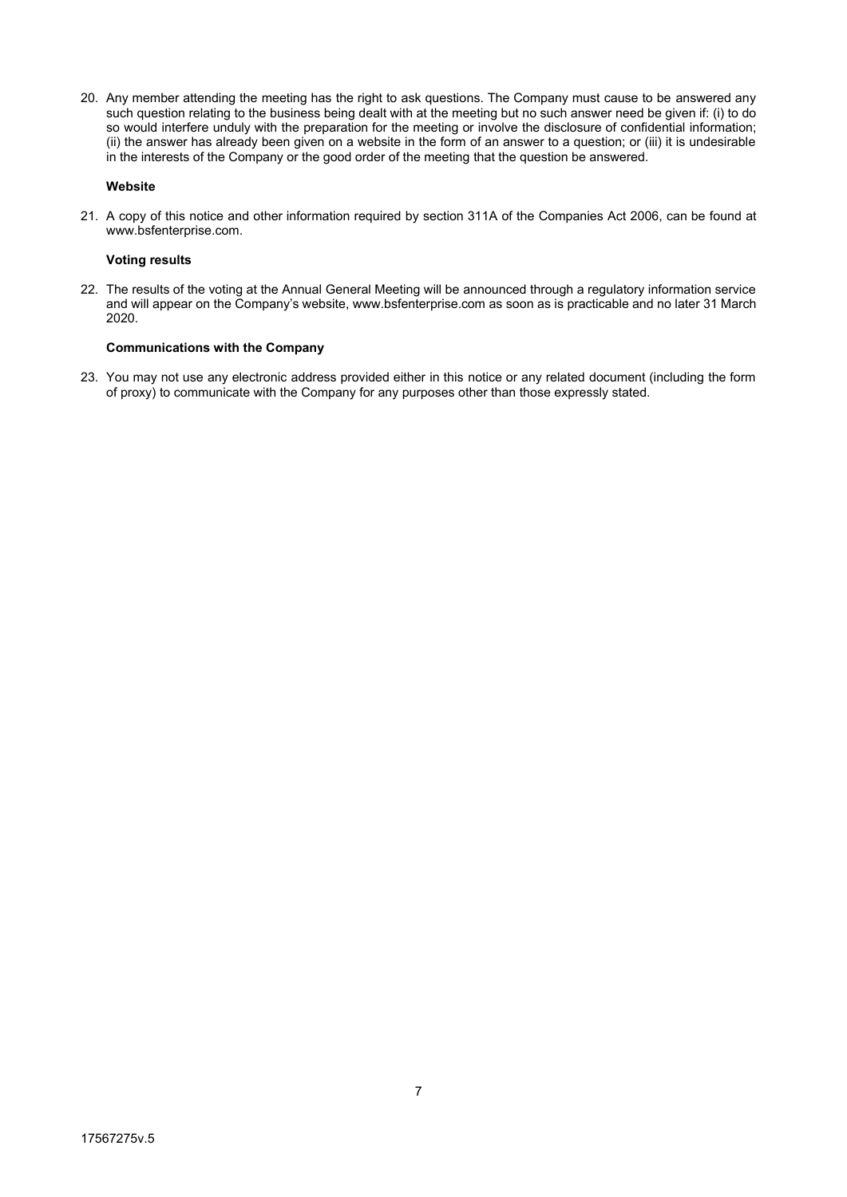20. Any member attending the meeting has the right to ask questions. The Company must cause to be answered any such question relating to the business being dealt with at the meeting but no such answer need be given if: (i) to do so would interfere unduly with the preparation for the meeting or involve the disclosure of confidential information; (ii) the answer has already been given on a website in the form of an answer to a question; or (iii) it is undesirable in the interests of the Company or the good order of the meeting that the question be answered.

**Website**

21. A copy of this notice and other information required by section 311A of the Companies Act 2006, can be found at www.bsfenterprise.com.

**Voting results**

22. The results of the voting at the Annual General Meeting will be announced through a regulatory information service and will appear on the Company's website, www.bsfenterprise.com as soon as is practicable and no later 31 March 2020.

**Communications with the Company**

23. You may not use any electronic address provided either in this notice or any related document (including the form of proxy) to communicate with the Company for any purposes other than those expressly stated.

17567275v.5